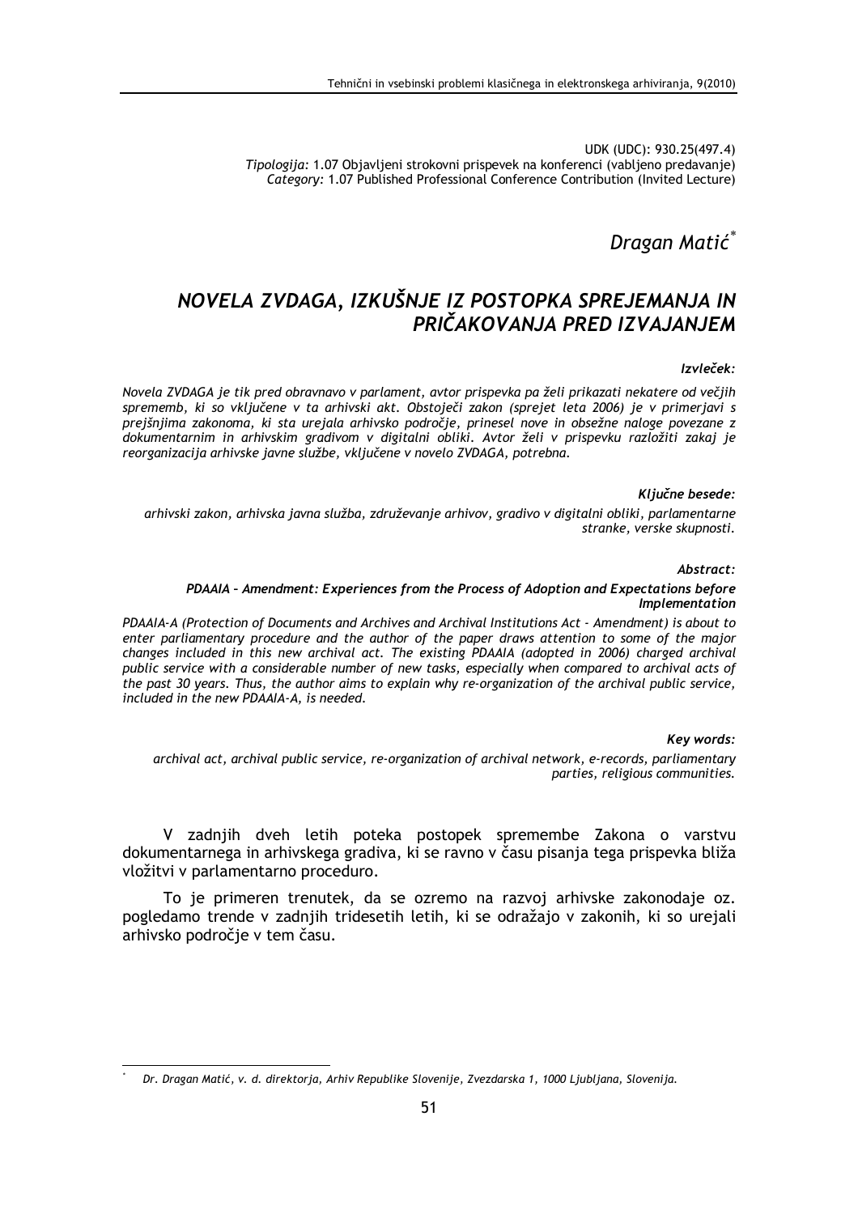UDK (UDC): 930.25(497.4)
*Tipologija:* 1.07 Objavljeni strokovni prispevek na konferenci (vabljeno predavanje)
*Category:* 1.07 Published Professional Conference Contribution (Invited Lecture)

*Dragan Matić*[*]

# *NOVELA ZVDAGA, IZKUŠNJE IZ POSTOPKA SPREJEMANJA IN PRIČAKOVANJA PRED IZVAJANJEM*

***Izvleček:***

*Novela ZVDAGA je tik pred obravnavo v parlament, avtor prispevka pa želi prikazati nekatere od večjih sprememb, ki so vključene v ta arhivski akt. Obstoječi zakon (sprejet leta 2006) je v primerjavi s prejšnjima zakonoma, ki sta urejala arhivsko področje, prinesel nove in obsežne naloge povezane z dokumentarnim in arhivskim gradivom v digitalni obliki. Avtor želi v prispevku razložiti zakaj je reorganizacija arhivske javne službe, vključene v novelo ZVDAGA, potrebna.*

***Ključne besede:***

*arhivski zakon, arhivska javna služba, združevanje arhivov, gradivo v digitalni obliki, parlamentarne stranke, verske skupnosti.*

***Abstract:***

***PDAAIA – Amendment: Experiences from the Process of Adoption and Expectations before Implementation***

*PDAAIA-A (Protection of Documents and Archives and Archival Institutions Act - Amendment) is about to enter parliamentary procedure and the author of the paper draws attention to some of the major changes included in this new archival act. The existing PDAAIA (adopted in 2006) charged archival public service with a considerable number of new tasks, especially when compared to archival acts of the past 30 years. Thus, the author aims to explain why re-organization of the archival public service, included in the new PDAAIA-A, is needed.*

***Key words:***

*archival act, archival public service, re-organization of archival network, e-records, parliamentary parties, religious communities.*

V zadnjih dveh letih poteka postopek spremembe Zakona o varstvu dokumentarnega in arhivskega gradiva, ki se ravno v času pisanja tega prispevka bliža vložitvi v parlamentarno proceduro.

To je primeren trenutek, da se ozremo na razvoj arhivske zakonodaje oz. pogledamo trende v zadnjih tridesetih letih, ki se odražajo v zakonih, ki so urejali arhivsko področje v tem času.

---

[*] *Dr. Dragan Matić, v. d. direktorja, Arhiv Republike Slovenije, Zvezdarska 1, 1000 Ljubljana, Slovenija.*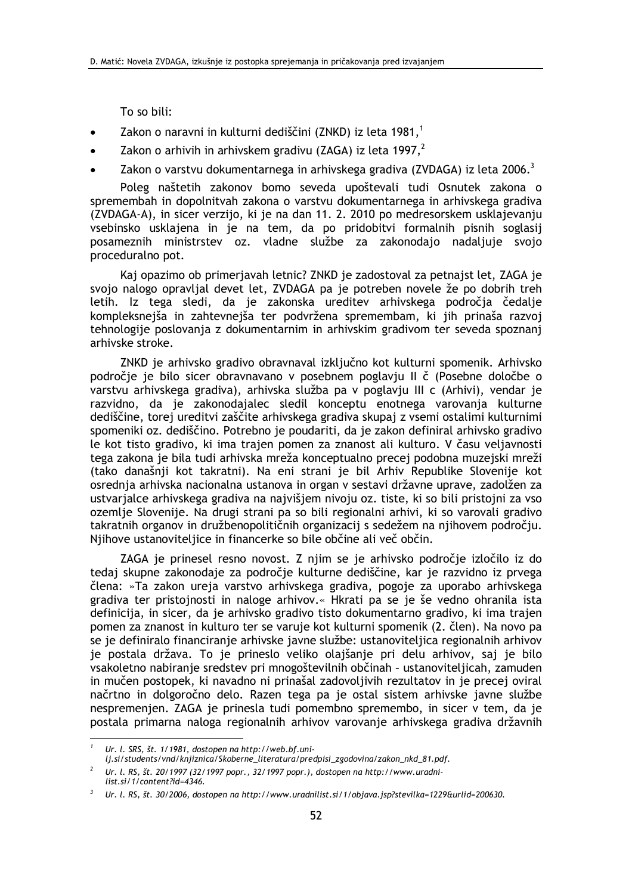To so bili:

- Zakon o naravni in kulturni dediščini (ZNKD) iz leta 1981,[1]
- Zakon o arhivih in arhivskem gradivu (ZAGA) iz leta 1997,[2]
- Zakon o varstvu dokumentarnega in arhivskega gradiva (ZVDAGA) iz leta 2006.[3]

Poleg naštetih zakonov bomo seveda upoštevali tudi Osnutek zakona o spremembah in dopolnitvah zakona o varstvu dokumentarnega in arhivskega gradiva (ZVDAGA-A), in sicer verzijo, ki je na dan 11. 2. 2010 po medresorskem usklajevanju vsebinsko usklajena in je na tem, da po pridobitvi formalnih pisnih soglasij posameznih ministrstev oz. vladne službe za zakonodajo nadaljuje svojo proceduralno pot.

Kaj opazimo ob primerjavah letnic? ZNKD je zadostoval za petnajst let, ZAGA je svojo nalogo opravljal devet let, ZVDAGA pa je potreben novele že po dobrih treh letih. Iz tega sledi, da je zakonska ureditev arhivskega področja čedalje kompleksnejša in zahtevnejša ter podvržena spremembam, ki jih prinaša razvoj tehnologije poslovanja z dokumentarnim in arhivskim gradivom ter seveda spoznanj arhivske stroke.

ZNKD je arhivsko gradivo obravnaval izključno kot kulturni spomenik. Arhivsko področje je bilo sicer obravnavano v posebnem poglavju II č (Posebne določbe o varstvu arhivskega gradiva), arhivska služba pa v poglavju III c (Arhivi), vendar je razvidno, da je zakonodajalec sledil konceptu enotnega varovanja kulturne dediščine, torej ureditvi zaščite arhivskega gradiva skupaj z vsemi ostalimi kulturnimi spomeniki oz. dediščino. Potrebno je poudariti, da je zakon definiral arhivsko gradivo le kot tisto gradivo, ki ima trajen pomen za znanost ali kulturo. V času veljavnosti tega zakona je bila tudi arhivska mreža konceptualno precej podobna muzejski mreži (tako današnji kot takratni). Na eni strani je bil Arhiv Republike Slovenije kot osrednja arhivska nacionalna ustanova in organ v sestavi državne uprave, zadolžen za ustvarjalce arhivskega gradiva na najvišjem nivoju oz. tiste, ki so bili pristojni za vso ozemlje Slovenije. Na drugi strani pa so bili regionalni arhivi, ki so varovali gradivo takratnih organov in družbenopolitičnih organizacij s sedežem na njihovem področju. Njihove ustanoviteljice in financerke so bile občine ali več občin.

ZAGA je prinesel resno novost. Z njim se je arhivsko področje izločilo iz do tedaj skupne zakonodaje za področje kulturne dediščine, kar je razvidno iz prvega člena: »Ta zakon ureja varstvo arhivskega gradiva, pogoje za uporabo arhivskega gradiva ter pristojnosti in naloge arhivov.« Hkrati pa se je še vedno ohranila ista definicija, in sicer, da je arhivsko gradivo tisto dokumentarno gradivo, ki ima trajen pomen za znanost in kulturo ter se varuje kot kulturni spomenik (2. člen). Na novo pa se je definiralo financiranje arhivske javne službe: ustanoviteljica regionalnih arhivov je postala država. To je prineslo veliko olajšanje pri delu arhivov, saj je bilo vsakoletno nabiranje sredstev pri mnogoštevilnih občinah – ustanoviteljicah, zamuden in mučen postopek, ki navadno ni prinašal zadovoljivih rezultatov in je precej oviral načrtno in dolgoročno delo. Razen tega pa je ostal sistem arhivske javne službe nespremenjen. ZAGA je prinesla tudi pomembno spremembo, in sicer v tem, da je postala primarna naloga regionalnih arhivov varovanje arhivskega gradiva državnih

---

[1] *Ur. l. SRS, št. 1/1981, dostopen na http://web.bf.uni-lj.si/students/vnd/knjiznica/Skoberne_literatura/predpisi_zgodovina/zakon_nkd_81.pdf.*

[2] *Ur. l. RS, št. 20/1997 (32/1997 popr., 32/1997 popr.), dostopen na http://www.uradni-list.si/1/content?id=4346.*

[3] *Ur. l. RS, št. 30/2006, dostopen na http://www.uradnilist.si/1/objava.jsp?stevilka=1229&urlid=200630.*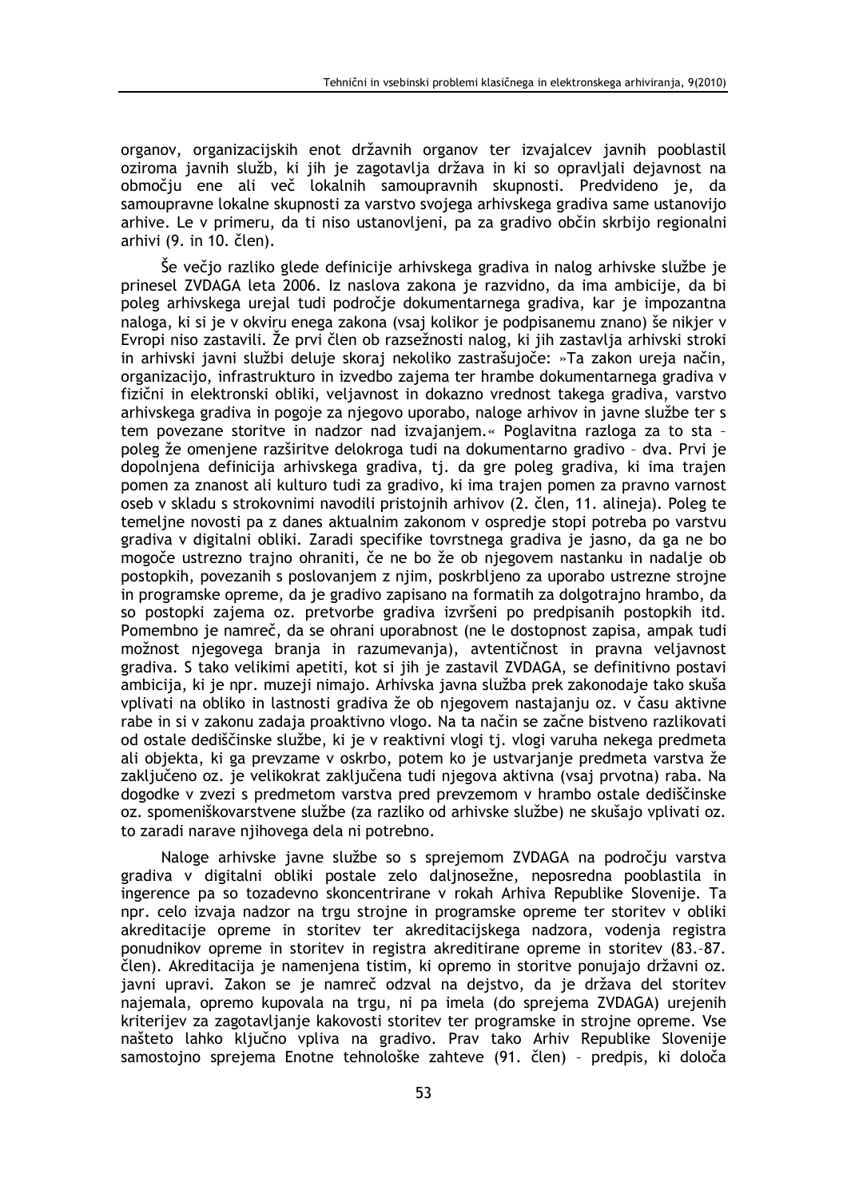organov, organizacijskih enot državnih organov ter izvajalcev javnih pooblastil oziroma javnih služb, ki jih je zagotavlja država in ki so opravljali dejavnost na območju ene ali več lokalnih samoupravnih skupnosti. Predvideno je, da samoupravne lokalne skupnosti za varstvo svojega arhivskega gradiva same ustanovijo arhive. Le v primeru, da ti niso ustanovljeni, pa za gradivo občin skrbijo regionalni arhivi (9. in 10. člen).

Še večjo razliko glede definicije arhivskega gradiva in nalog arhivske službe je prinesel ZVDAGA leta 2006. Iz naslova zakona je razvidno, da ima ambicije, da bi poleg arhivskega urejal tudi področje dokumentarnega gradiva, kar je impozantna naloga, ki si je v okviru enega zakona (vsaj kolikor je podpisanemu znano) še nikjer v Evropi niso zastavili. Že prvi člen ob razsežnosti nalog, ki jih zastavlja arhivski stroki in arhivski javni službi deluje skoraj nekoliko zastrašujoče: »Ta zakon ureja način, organizacijo, infrastrukturo in izvedbo zajema ter hrambe dokumentarnega gradiva v fizični in elektronski obliki, veljavnost in dokazno vrednost takega gradiva, varstvo arhivskega gradiva in pogoje za njegovo uporabo, naloge arhivov in javne službe ter s tem povezane storitve in nadzor nad izvajanjem.« Poglavitna razloga za to sta – poleg že omenjene razširitve delokroga tudi na dokumentarno gradivo – dva. Prvi je dopolnjena definicija arhivskega gradiva, tj. da gre poleg gradiva, ki ima trajen pomen za znanost ali kulturo tudi za gradivo, ki ima trajen pomen za pravno varnost oseb v skladu s strokovnimi navodili pristojnih arhivov (2. člen, 11. alineja). Poleg te temeljne novosti pa z danes aktualnim zakonom v ospredje stopi potreba po varstvu gradiva v digitalni obliki. Zaradi specifike tovrstnega gradiva je jasno, da ga ne bo mogoče ustrezno trajno ohraniti, če ne bo že ob njegovem nastanku in nadalje ob postopkih, povezanih s poslovanjem z njim, poskrbljeno za uporabo ustrezne strojne in programske opreme, da je gradivo zapisano na formatih za dolgotrajno hrambo, da so postopki zajema oz. pretvorbe gradiva izvršeni po predpisanih postopkih itd. Pomembno je namreč, da se ohrani uporabnost (ne le dostopnost zapisa, ampak tudi možnost njegovega branja in razumevanja), avtentičnost in pravna veljavnost gradiva. S tako velikimi apetiti, kot si jih je zastavil ZVDAGA, se definitivno postavi ambicija, ki je npr. muzeji nimajo. Arhivska javna služba prek zakonodaje tako skuša vplivati na obliko in lastnosti gradiva že ob njegovem nastajanju oz. v času aktivne rabe in si v zakonu zadaja proaktivno vlogo. Na ta način se začne bistveno razlikovati od ostale dediščinske službe, ki je v reaktivni vlogi tj. vlogi varuha nekega predmeta ali objekta, ki ga prevzame v oskrbo, potem ko je ustvarjanje predmeta varstva že zaključeno oz. je velikokrat zaključena tudi njegova aktivna (vsaj prvotna) raba. Na dogodke v zvezi s predmetom varstva pred prevzemom v hrambo ostale dediščinske oz. spomeniškovarstvene službe (za razliko od arhivske službe) ne skušajo vplivati oz. to zaradi narave njihovega dela ni potrebno.

Naloge arhivske javne službe so s sprejemom ZVDAGA na področju varstva gradiva v digitalni obliki postale zelo daljnosežne, neposredna pooblastila in ingerence pa so tozadevno skoncentrirane v rokah Arhiva Republike Slovenije. Ta npr. celo izvaja nadzor na trgu strojne in programske opreme ter storitev v obliki akreditacije opreme in storitev ter akreditacijskega nadzora, vodenja registra ponudnikov opreme in storitev in registra akreditirane opreme in storitev (83.–87. člen). Akreditacija je namenjena tistim, ki opremo in storitve ponujajo državni oz. javni upravi. Zakon se je namreč odzval na dejstvo, da je država del storitev najemala, opremo kupovala na trgu, ni pa imela (do sprejema ZVDAGA) urejenih kriterijev za zagotavljanje kakovosti storitev ter programske in strojne opreme. Vse našteto lahko ključno vpliva na gradivo. Prav tako Arhiv Republike Slovenije samostojno sprejema Enotne tehnološke zahteve (91. člen) – predpis, ki določa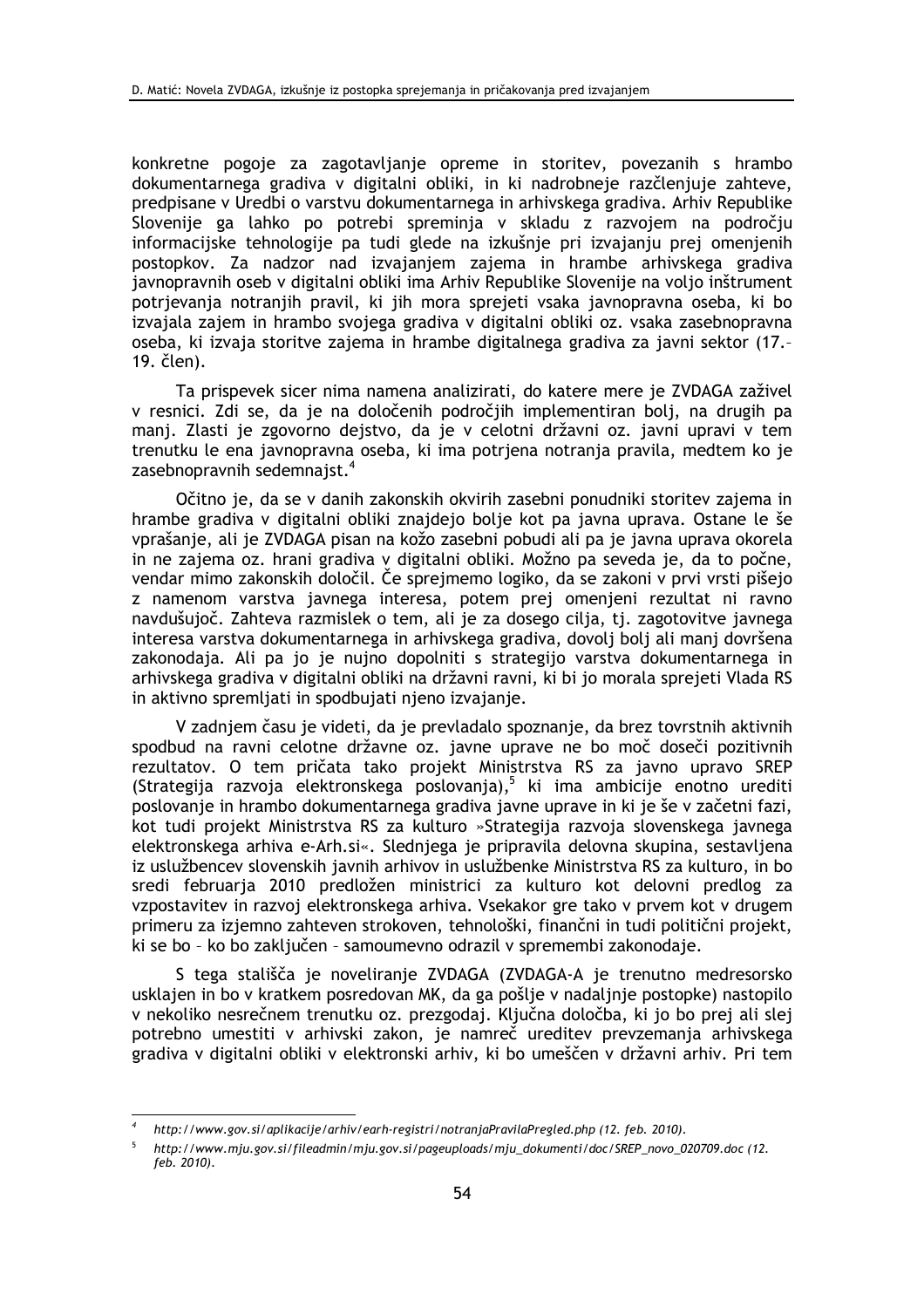konkretne pogoje za zagotavljanje opreme in storitev, povezanih s hrambo dokumentarnega gradiva v digitalni obliki, in ki nadrobneje razčlenjuje zahteve, predpisane v Uredbi o varstvu dokumentarnega in arhivskega gradiva. Arhiv Republike Slovenije ga lahko po potrebi spreminja v skladu z razvojem na področju informacijske tehnologije pa tudi glede na izkušnje pri izvajanju prej omenjenih postopkov. Za nadzor nad izvajanjem zajema in hrambe arhivskega gradiva javnopravnih oseb v digitalni obliki ima Arhiv Republike Slovenije na voljo inštrument potrjevanja notranjih pravil, ki jih mora sprejeti vsaka javnopravna oseba, ki bo izvajala zajem in hrambo svojega gradiva v digitalni obliki oz. vsaka zasebnopravna oseba, ki izvaja storitve zajema in hrambe digitalnega gradiva za javni sektor (17.–19. člen).

Ta prispevek sicer nima namena analizirati, do katere mere je ZVDAGA zaživel v resnici. Zdi se, da je na določenih področjih implementiran bolj, na drugih pa manj. Zlasti je zgovorno dejstvo, da je v celotni državni oz. javni upravi v tem trenutku le ena javnopravna oseba, ki ima potrjena notranja pravila, medtem ko je zasebnopravnih sedemnajst.[4]

Očitno je, da se v danih zakonskih okvirih zasebni ponudniki storitev zajema in hrambe gradiva v digitalni obliki znajdejo bolje kot pa javna uprava. Ostane le še vprašanje, ali je ZVDAGA pisan na kožo zasebni pobudi ali pa je javna uprava okorela in ne zajema oz. hrani gradiva v digitalni obliki. Možno pa seveda je, da to počne, vendar mimo zakonskih določil. Če sprejmemo logiko, da se zakoni v prvi vrsti pišejo z namenom varstva javnega interesa, potem prej omenjeni rezultat ni ravno navdušujoč. Zahteva razmislek o tem, ali je za dosego cilja, tj. zagotovitve javnega interesa varstva dokumentarnega in arhivskega gradiva, dovolj bolj ali manj dovršena zakonodaja. Ali pa jo je nujno dopolniti s strategijo varstva dokumentarnega in arhivskega gradiva v digitalni obliki na državni ravni, ki bi jo morala sprejeti Vlada RS in aktivno spremljati in spodbujati njeno izvajanje.

V zadnjem času je videti, da je prevladalo spoznanje, da brez tovrstnih aktivnih spodbud na ravni celotne državne oz. javne uprave ne bo moč doseči pozitivnih rezultatov. O tem pričata tako projekt Ministrstva RS za javno upravo SREP (Strategija razvoja elektronskega poslovanja),[5] ki ima ambicije enotno urediti poslovanje in hrambo dokumentarnega gradiva javne uprave in ki je še v začetni fazi, kot tudi projekt Ministrstva RS za kulturo »Strategija razvoja slovenskega javnega elektronskega arhiva e-Arh.si«. Slednjega je pripravila delovna skupina, sestavljena iz uslužbencev slovenskih javnih arhivov in uslužbenke Ministrstva RS za kulturo, in bo sredi februarja 2010 predložen ministrici za kulturo kot delovni predlog za vzpostavitev in razvoj elektronskega arhiva. Vsekakor gre tako v prvem kot v drugem primeru za izjemno zahteven strokoven, tehnološki, finančni in tudi politični projekt, ki se bo – ko bo zaključen – samoumevno odrazil v spremembi zakonodaje.

S tega stališča je noveliranje ZVDAGA (ZVDAGA-A je trenutno medresorsko usklajen in bo v kratkem posredovan MK, da ga pošlje v nadaljnje postopke) nastopilo v nekoliko nesrečnem trenutku oz. prezgodaj. Ključna določba, ki jo bo prej ali slej potrebno umestiti v arhivski zakon, je namreč ureditev prevzemanja arhivskega gradiva v digitalni obliki v elektronski arhiv, ki bo umeščen v državni arhiv. Pri tem

---

[4] *http://www.gov.si/aplikacije/arhiv/earh-registri/notranjaPravilaPregled.php (12. feb. 2010).*

[5] *http://www.mju.gov.si/fileadmin/mju.gov.si/pageuploads/mju_dokumenti/doc/SREP_novo_020709.doc (12. feb. 2010).*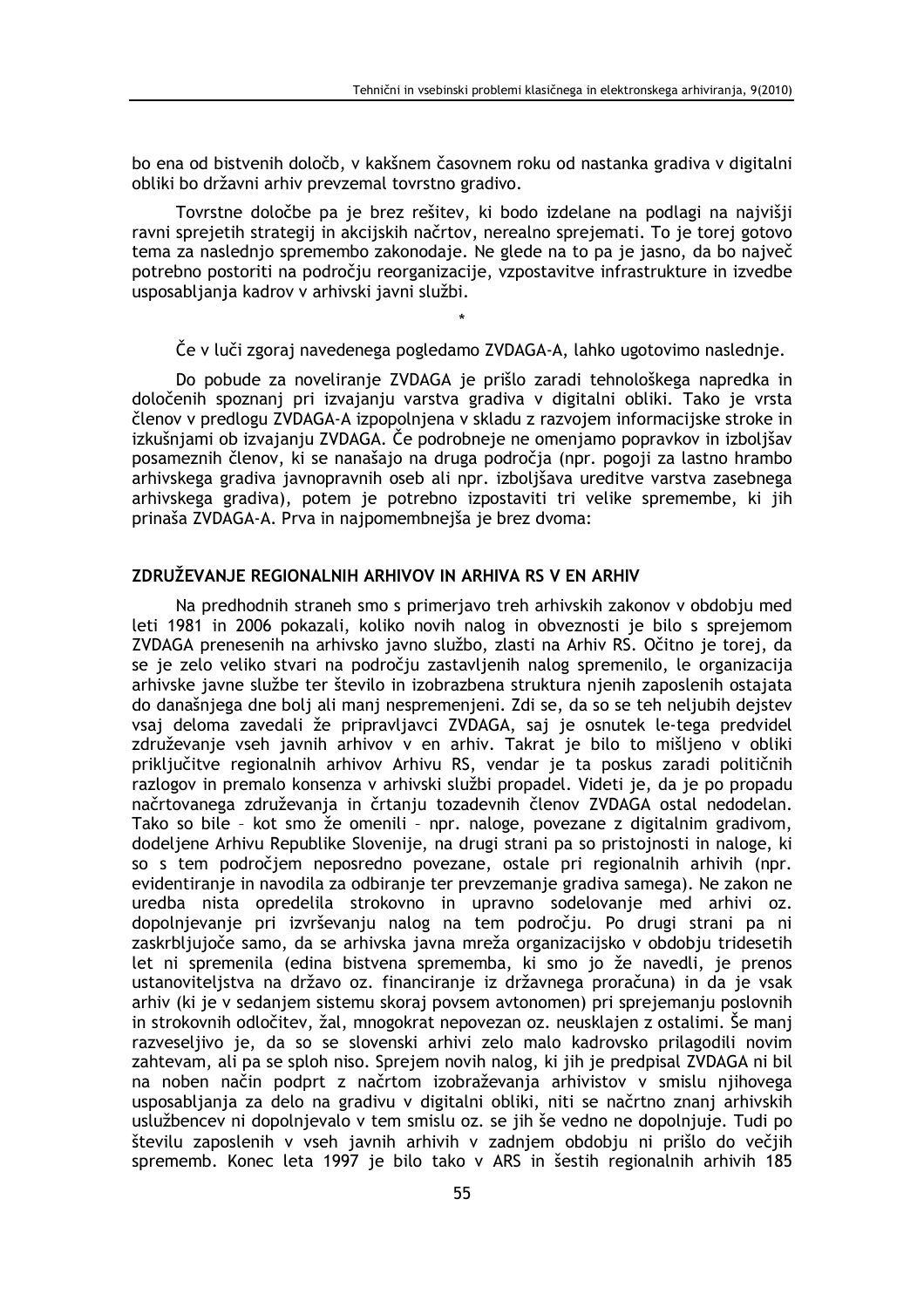bo ena od bistvenih določb, v kakšnem časovnem roku od nastanka gradiva v digitalni obliki bo državni arhiv prevzemal tovrstno gradivo.

Tovrstne določbe pa je brez rešitev, ki bodo izdelane na podlagi na najvišji ravni sprejetih strategij in akcijskih načrtov, nerealno sprejemati. To je torej gotovo tema za naslednjo spremembo zakonodaje. Ne glede na to pa je jasno, da bo največ potrebno postoriti na področju reorganizacije, vzpostavitve infrastrukture in izvedbe usposabljanja kadrov v arhivski javni službi.

*

Če v luči zgoraj navedenega pogledamo ZVDAGA-A, lahko ugotovimo naslednje.

Do pobude za noveliranje ZVDAGA je prišlo zaradi tehnološkega napredka in določenih spoznanj pri izvajanju varstva gradiva v digitalni obliki. Tako je vrsta členov v predlogu ZVDAGA-A izpopolnjena v skladu z razvojem informacijske stroke in izkušnjami ob izvajanju ZVDAGA. Če podrobneje ne omenjamo popravkov in izboljšav posameznih členov, ki se nanašajo na druga področja (npr. pogoji za lastno hrambo arhivskega gradiva javnopravnih oseb ali npr. izboljšava ureditve varstva zasebnega arhivskega gradiva), potem je potrebno izpostaviti tri velike spremembe, ki jih prinaša ZVDAGA-A. Prva in najpomembnejša je brez dvoma:

## ZDRUŽEVANJE REGIONALNIH ARHIVOV IN ARHIVA RS V EN ARHIV

Na predhodnih straneh smo s primerjavo treh arhivskih zakonov v obdobju med leti 1981 in 2006 pokazali, koliko novih nalog in obveznosti je bilo s sprejemom ZVDAGA prenesenih na arhivsko javno službo, zlasti na Arhiv RS. Očitno je torej, da se je zelo veliko stvari na področju zastavljenih nalog spremenilo, le organizacija arhivske javne službe ter število in izobrazbena struktura njenih zaposlenih ostajata do današnjega dne bolj ali manj nespremenjeni. Zdi se, da so se teh neljubih dejstev vsaj deloma zavedali že pripravljavci ZVDAGA, saj je osnutek le-tega predvidel združevanje vseh javnih arhivov v en arhiv. Takrat je bilo to mišljeno v obliki priključitve regionalnih arhivov Arhivu RS, vendar je ta poskus zaradi političnih razlogov in premalo konsenza v arhivski službi propadel. Videti je, da je po propadu načrtovanega združevanja in črtanju tozadevnih členov ZVDAGA ostal nedodelan. Tako so bile – kot smo že omenili – npr. naloge, povezane z digitalnim gradivom, dodeljene Arhivu Republike Slovenije, na drugi strani pa so pristojnosti in naloge, ki so s tem področjem neposredno povezane, ostale pri regionalnih arhivih (npr. evidentiranje in navodila za odbiranje ter prevzemanje gradiva samega). Ne zakon ne uredba nista opredelila strokovno in upravno sodelovanje med arhivi oz. dopolnjevanje pri izvrševanju nalog na tem področju. Po drugi strani pa ni zaskrbljujoče samo, da se arhivska javna mreža organizacijsko v obdobju tridesetih let ni spremenila (edina bistvena sprememba, ki smo jo že navedli, je prenos ustanoviteljstva na državo oz. financiranje iz državnega proračuna) in da je vsak arhiv (ki je v sedanjem sistemu skoraj povsem avtonomen) pri sprejemanju poslovnih in strokovnih odločitev, žal, mnogokrat nepovezan oz. neusklajen z ostalimi. Še manj razveseljivo je, da so se slovenski arhivi zelo malo kadrovsko prilagodili novim zahtevam, ali pa se sploh niso. Sprejem novih nalog, ki jih je predpisal ZVDAGA ni bil na noben način podprt z načrtom izobraževanja arhivistov v smislu njihovega usposabljanja za delo na gradivu v digitalni obliki, niti se načrtno znanj arhivskih uslužbencev ni dopolnjevalo v tem smislu oz. se jih še vedno ne dopolnjuje. Tudi po številu zaposlenih v vseh javnih arhivih v zadnjem obdobju ni prišlo do večjih sprememb. Konec leta 1997 je bilo tako v ARS in šestih regionalnih arhivih 185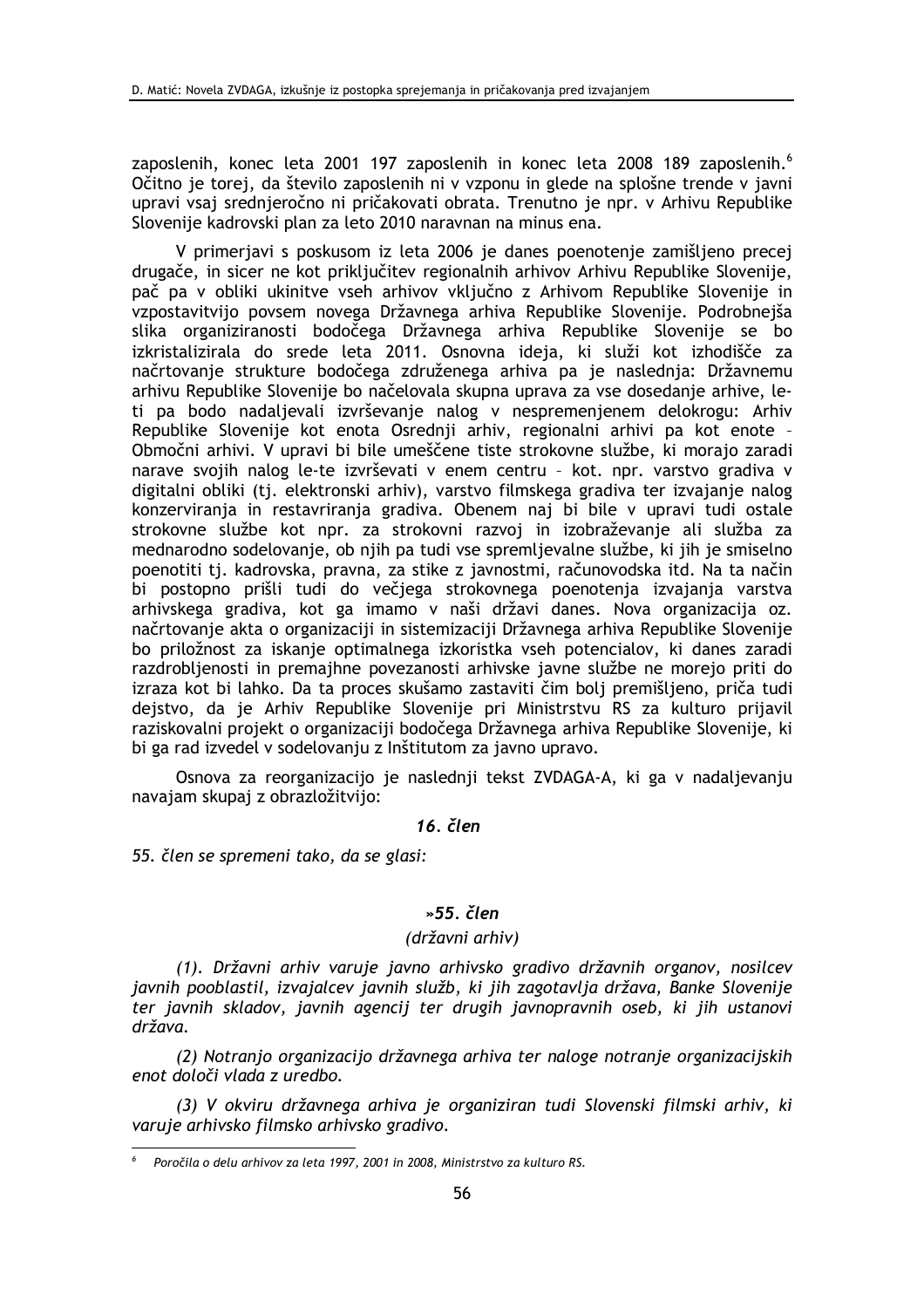zaposlenih, konec leta 2001 197 zaposlenih in konec leta 2008 189 zaposlenih.[6] Očitno je torej, da število zaposlenih ni v vzponu in glede na splošne trende v javni upravi vsaj srednjeročno ni pričakovati obrata. Trenutno je npr. v Arhivu Republike Slovenije kadrovski plan za leto 2010 naravnan na minus ena.

V primerjavi s poskusom iz leta 2006 je danes poenotenje zamišljeno precej drugače, in sicer ne kot priključitev regionalnih arhivov Arhivu Republike Slovenije, pač pa v obliki ukinitve vseh arhivov vključno z Arhivom Republike Slovenije in vzpostavitvijo povsem novega Državnega arhiva Republike Slovenije. Podrobnejša slika organiziranosti bodočega Državnega arhiva Republike Slovenije se bo izkristalizirala do srede leta 2011. Osnovna ideja, ki služi kot izhodišče za načrtovanje strukture bodočega združenega arhiva pa je naslednja: Državnemu arhivu Republike Slovenije bo načelovala skupna uprava za vse dosedanje arhive, le-ti pa bodo nadaljevali izvrševanje nalog v nespremenjenem delokrogu: Arhiv Republike Slovenije kot enota Osrednji arhiv, regionalni arhivi pa kot enote – Območni arhivi. V upravi bi bile umeščene tiste strokovne službe, ki morajo zaradi narave svojih nalog le-te izvrševati v enem centru – kot. npr. varstvo gradiva v digitalni obliki (tj. elektronski arhiv), varstvo filmskega gradiva ter izvajanje nalog konzerviranja in restavriranja gradiva. Obenem naj bi bile v upravi tudi ostale strokovne službe kot npr. za strokovni razvoj in izobraževanje ali služba za mednarodno sodelovanje, ob njih pa tudi vse spremljevalne službe, ki jih je smiselno poenotiti tj. kadrovska, pravna, za stike z javnostmi, računovodska itd. Na ta način bi postopno prišli tudi do večjega strokovnega poenotenja izvajanja varstva arhivskega gradiva, kot ga imamo v naši državi danes. Nova organizacija oz. načrtovanje akta o organizaciji in sistemizaciji Državnega arhiva Republike Slovenije bo priložnost za iskanje optimalnega izkoristka vseh potencialov, ki danes zaradi razdrobljenosti in premajhne povezanosti arhivske javne službe ne morejo priti do izraza kot bi lahko. Da ta proces skušamo zastaviti čim bolj premišljeno, priča tudi dejstvo, da je Arhiv Republike Slovenije pri Ministrstvu RS za kulturo prijavil raziskovalni projekt o organizaciji bodočega Državnega arhiva Republike Slovenije, ki bi ga rad izvedel v sodelovanju z Inštitutom za javno upravo.

Osnova za reorganizacijo je naslednji tekst ZVDAGA-A, ki ga v nadaljevanju navajam skupaj z obrazložitvijo:

*16. člen*

*55. člen se spremeni tako, da se glasi:*

*»55. člen*

*(državni arhiv)*

*(1). Državni arhiv varuje javno arhivsko gradivo državnih organov, nosilcev javnih pooblastil, izvajalcev javnih služb, ki jih zagotavlja država, Banke Slovenije ter javnih skladov, javnih agencij ter drugih javnopravnih oseb, ki jih ustanovi država.*

*(2) Notranjo organizacijo državnega arhiva ter naloge notranje organizacijskih enot določi vlada z uredbo.*

*(3) V okviru državnega arhiva je organiziran tudi Slovenski filmski arhiv, ki varuje arhivsko filmsko arhivsko gradivo.*

---

[6] *Poročila o delu arhivov za leta 1997, 2001 in 2008, Ministrstvo za kulturo RS.*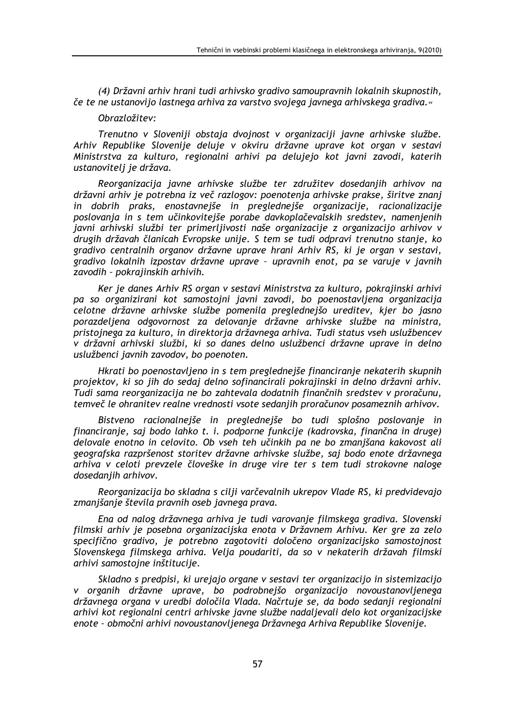*(4) Državni arhiv hrani tudi arhivsko gradivo samoupravnih lokalnih skupnostih, če te ne ustanovijo lastnega arhiva za varstvo svojega javnega arhivskega gradiva.«*

*Obrazložitev:*

*Trenutno v Sloveniji obstaja dvojnost v organizaciji javne arhivske službe. Arhiv Republike Slovenije deluje v okviru državne uprave kot organ v sestavi Ministrstva za kulturo, regionalni arhivi pa delujejo kot javni zavodi, katerih ustanovitelj je država.*

*Reorganizacija javne arhivske službe ter združitev dosedanjih arhivov na državni arhiv je potrebna iz več razlogov: poenotenja arhivske prakse, širitve znanj in dobrih praks, enostavnejše in preglednejše organizacije, racionalizacije poslovanja in s tem učinkovitejše porabe davkoplačevalskih sredstev, namenjenih javni arhivski službi ter primerljivosti naše organizacije z organizacijo arhivov v drugih državah članicah Evropske unije. S tem se tudi odpravi trenutno stanje, ko gradivo centralnih organov državne uprave hrani Arhiv RS, ki je organ v sestavi, gradivo lokalnih izpostav državne uprave – upravnih enot, pa se varuje v javnih zavodih – pokrajinskih arhivih.*

*Ker je danes Arhiv RS organ v sestavi Ministrstva za kulturo, pokrajinski arhivi pa so organizirani kot samostojni javni zavodi, bo poenostavljena organizacija celotne državne arhivske službe pomenila preglednejšo ureditev, kjer bo jasno porazdeljena odgovornost za delovanje državne arhivske službe na ministra, pristojnega za kulturo, in direktorja državnega arhiva. Tudi status vseh uslužbencev v državni arhivski službi, ki so danes delno uslužbenci državne uprave in delno uslužbenci javnih zavodov, bo poenoten.*

*Hkrati bo poenostavljeno in s tem preglednejše financiranje nekaterih skupnih projektov, ki so jih do sedaj delno sofinancirali pokrajinski in delno državni arhiv. Tudi sama reorganizacija ne bo zahtevala dodatnih finančnih sredstev v proračunu, temveč le ohranitev realne vrednosti vsote sedanjih proračunov posameznih arhivov.*

*Bistveno racionalnejše in preglednejše bo tudi splošno poslovanje in financiranje, saj bodo lahko t. i. podporne funkcije (kadrovska, finančna in druge) delovale enotno in celovito. Ob vseh teh učinkih pa ne bo zmanjšana kakovost ali geografska razpršenost storitev državne arhivske službe, saj bodo enote državnega arhiva v celoti prevzele človeške in druge vire ter s tem tudi strokovne naloge dosedanjih arhivov.*

*Reorganizacija bo skladna s cilji varčevalnih ukrepov Vlade RS, ki predvidevajo zmanjšanje števila pravnih oseb javnega prava.*

*Ena od nalog državnega arhiva je tudi varovanje filmskega gradiva. Slovenski filmski arhiv je posebna organizacijska enota v Državnem Arhivu. Ker gre za zelo specifično gradivo, je potrebno zagotoviti določeno organizacijsko samostojnost Slovenskega filmskega arhiva. Velja poudariti, da so v nekaterih državah filmski arhivi samostojne inštitucije.*

*Skladno s predpisi, ki urejajo organe v sestavi ter organizacijo in sistemizacijo v organih državne uprave, bo podrobnejšo organizacijo novoustanovljenega državnega organa v uredbi določila Vlada. Načrtuje se, da bodo sedanji regionalni arhivi kot regionalni centri arhivske javne službe nadaljevali delo kot organizacijske enote – območni arhivi novoustanovljenega Državnega Arhiva Republike Slovenije.*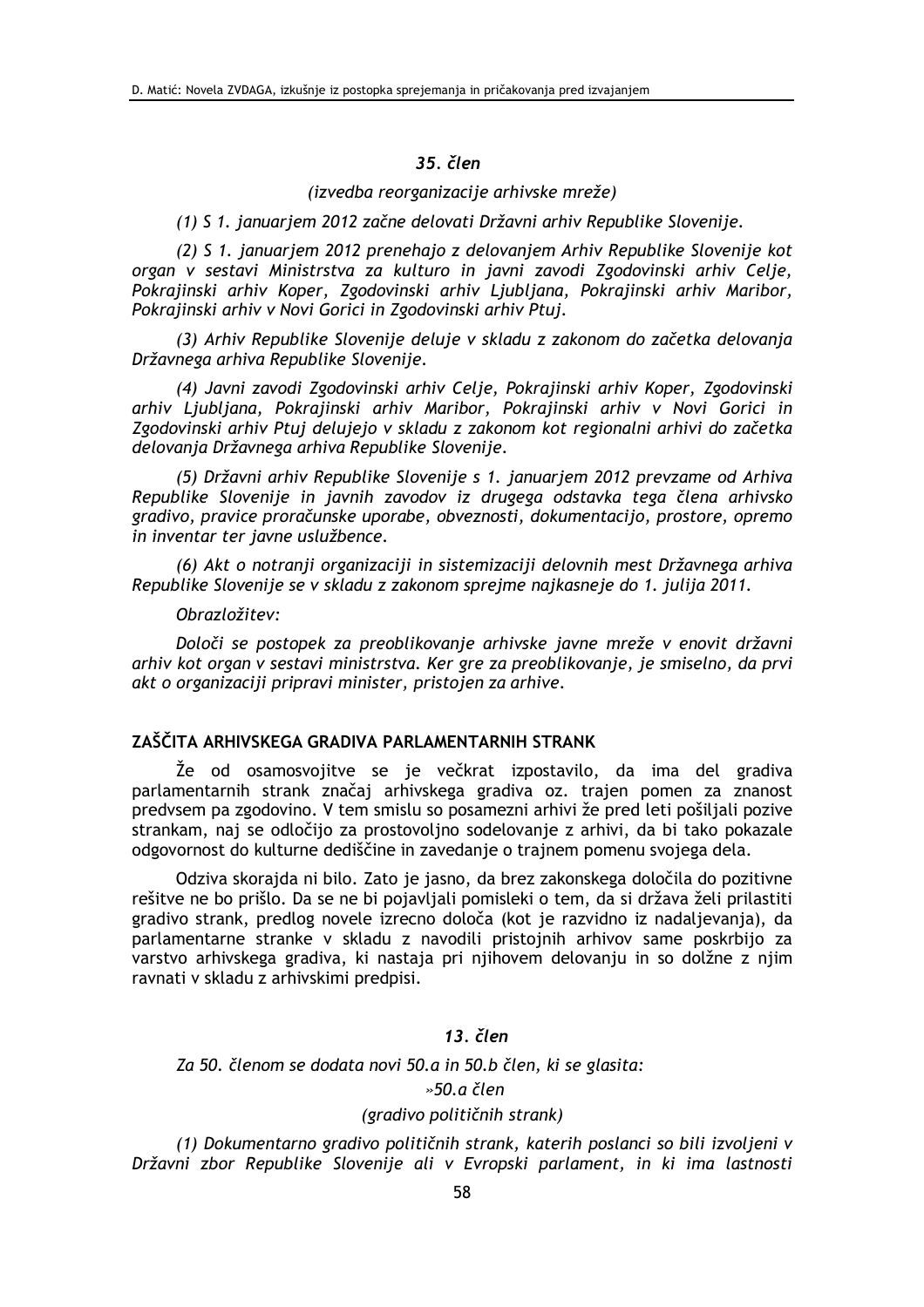### *35. člen*

*(izvedba reorganizacije arhivske mreže)*

*(1) S 1. januarjem 2012 začne delovati Državni arhiv Republike Slovenije.*

*(2) S 1. januarjem 2012 prenehajo z delovanjem Arhiv Republike Slovenije kot organ v sestavi Ministrstva za kulturo in javni zavodi Zgodovinski arhiv Celje, Pokrajinski arhiv Koper, Zgodovinski arhiv Ljubljana, Pokrajinski arhiv Maribor, Pokrajinski arhiv v Novi Gorici in Zgodovinski arhiv Ptuj.*

*(3) Arhiv Republike Slovenije deluje v skladu z zakonom do začetka delovanja Državnega arhiva Republike Slovenije.*

*(4) Javni zavodi Zgodovinski arhiv Celje, Pokrajinski arhiv Koper, Zgodovinski arhiv Ljubljana, Pokrajinski arhiv Maribor, Pokrajinski arhiv v Novi Gorici in Zgodovinski arhiv Ptuj delujejo v skladu z zakonom kot regionalni arhivi do začetka delovanja Državnega arhiva Republike Slovenije.*

*(5) Državni arhiv Republike Slovenije s 1. januarjem 2012 prevzame od Arhiva Republike Slovenije in javnih zavodov iz drugega odstavka tega člena arhivsko gradivo, pravice proračunske uporabe, obveznosti, dokumentacijo, prostore, opremo in inventar ter javne uslužbence.*

*(6) Akt o notranji organizaciji in sistemizaciji delovnih mest Državnega arhiva Republike Slovenije se v skladu z zakonom sprejme najkasneje do 1. julija 2011.*

*Obrazložitev:*

*Določi se postopek za preoblikovanje arhivske javne mreže v enovit državni arhiv kot organ v sestavi ministrstva. Ker gre za preoblikovanje, je smiselno, da prvi akt o organizaciji pripravi minister, pristojen za arhive.*

## ZAŠČITA ARHIVSKEGA GRADIVA PARLAMENTARNIH STRANK

Že od osamosvojitve se je večkrat izpostavilo, da ima del gradiva parlamentarnih strank značaj arhivskega gradiva oz. trajen pomen za znanost predvsem pa zgodovino. V tem smislu so posamezni arhivi že pred leti pošiljali pozive strankam, naj se odločijo za prostovoljno sodelovanje z arhivi, da bi tako pokazale odgovornost do kulturne dediščine in zavedanje o trajnem pomenu svojega dela.

Odziva skorajda ni bilo. Zato je jasno, da brez zakonskega določila do pozitivne rešitve ne bo prišlo. Da se ne bi pojavljali pomisleki o tem, da si država želi prilastiti gradivo strank, predlog novele izrecno določa (kot je razvidno iz nadaljevanja), da parlamentarne stranke v skladu z navodili pristojnih arhivov same poskrbijo za varstvo arhivskega gradiva, ki nastaja pri njihovem delovanju in so dolžne z njim ravnati v skladu z arhivskimi predpisi.

### *13. člen*

*Za 50. členom se dodata novi 50.a in 50.b člen, ki se glasita:*

*»50.a člen*

*(gradivo političnih strank)*

*(1) Dokumentarno gradivo političnih strank, katerih poslanci so bili izvoljeni v Državni zbor Republike Slovenije ali v Evropski parlament, in ki ima lastnosti*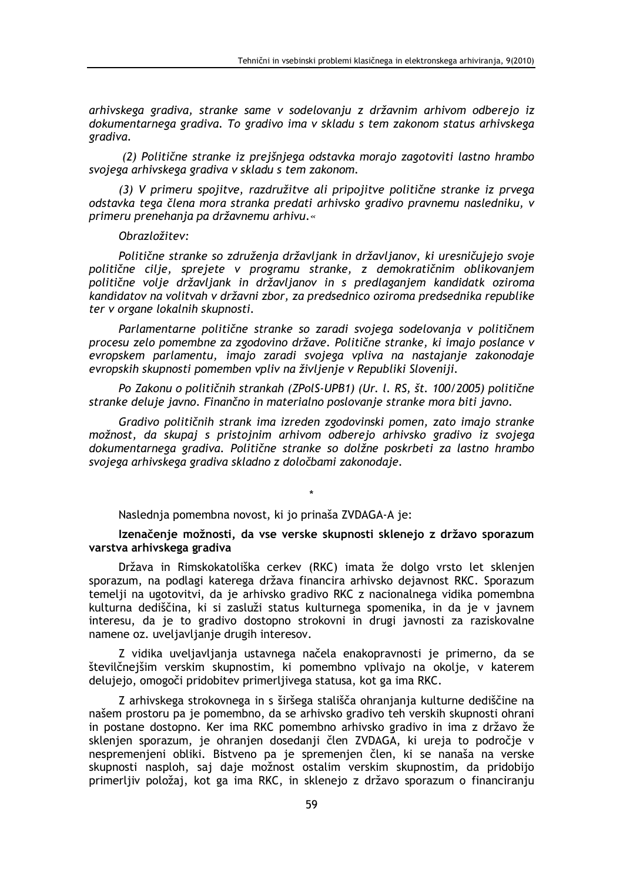*arhivskega gradiva, stranke same v sodelovanju z državnim arhivom odberejo iz dokumentarnega gradiva. To gradivo ima v skladu s tem zakonom status arhivskega gradiva.*

*(2) Politične stranke iz prejšnjega odstavka morajo zagotoviti lastno hrambo svojega arhivskega gradiva v skladu s tem zakonom.*

*(3) V primeru spojitve, razdružitve ali pripojitve politične stranke iz prvega odstavka tega člena mora stranka predati arhivsko gradivo pravnemu nasledniku, v primeru prenehanja pa državnemu arhivu.«*

*Obrazložitev:*

*Politične stranke so združenja državljank in državljanov, ki uresničujejo svoje politične cilje, sprejete v programu stranke, z demokratičnim oblikovanjem politične volje državljank in državljanov in s predlaganjem kandidatk oziroma kandidatov na volitvah v državni zbor, za predsednico oziroma predsednika republike ter v organe lokalnih skupnosti.*

*Parlamentarne politične stranke so zaradi svojega sodelovanja v političnem procesu zelo pomembne za zgodovino države. Politične stranke, ki imajo poslance v evropskem parlamentu, imajo zaradi svojega vpliva na nastajanje zakonodaje evropskih skupnosti pomemben vpliv na življenje v Republiki Sloveniji.*

*Po Zakonu o političnih strankah (ZPolS-UPB1) (Ur. l. RS, št. 100/2005) politične stranke deluje javno. Finančno in materialno poslovanje stranke mora biti javno.*

*Gradivo političnih strank ima izreden zgodovinski pomen, zato imajo stranke možnost, da skupaj s pristojnim arhivom odberejo arhivsko gradivo iz svojega dokumentarnega gradiva. Politične stranke so dolžne poskrbeti za lastno hrambo svojega arhivskega gradiva skladno z določbami zakonodaje.*

*

Naslednja pomembna novost, ki jo prinaša ZVDAGA-A je:

**Izenačenje možnosti, da vse verske skupnosti sklenejo z državo sporazum varstva arhivskega gradiva**

Država in Rimskokatoliška cerkev (RKC) imata že dolgo vrsto let sklenjen sporazum, na podlagi katerega država financira arhivsko dejavnost RKC. Sporazum temelji na ugotovitvi, da je arhivsko gradivo RKC z nacionalnega vidika pomembna kulturna dediščina, ki si zasluži status kulturnega spomenika, in da je v javnem interesu, da je to gradivo dostopno strokovni in drugi javnosti za raziskovalne namene oz. uveljavljanje drugih interesov.

Z vidika uveljavljanja ustavnega načela enakopravnosti je primerno, da se številčnejšim verskim skupnostim, ki pomembno vplivajo na okolje, v katerem delujejo, omogoči pridobitev primerljivega statusa, kot ga ima RKC.

Z arhivskega strokovnega in s širšega stališča ohranjanja kulturne dediščine na našem prostoru pa je pomembno, da se arhivsko gradivo teh verskih skupnosti ohrani in postane dostopno. Ker ima RKC pomembno arhivsko gradivo in ima z državo že sklenjen sporazum, je ohranjen dosedanji člen ZVDAGA, ki ureja to področje v nespremenjeni obliki. Bistveno pa je spremenjen člen, ki se nanaša na verske skupnosti nasploh, saj daje možnost ostalim verskim skupnostim, da pridobijo primerljiv položaj, kot ga ima RKC, in sklenejo z državo sporazum o financiranju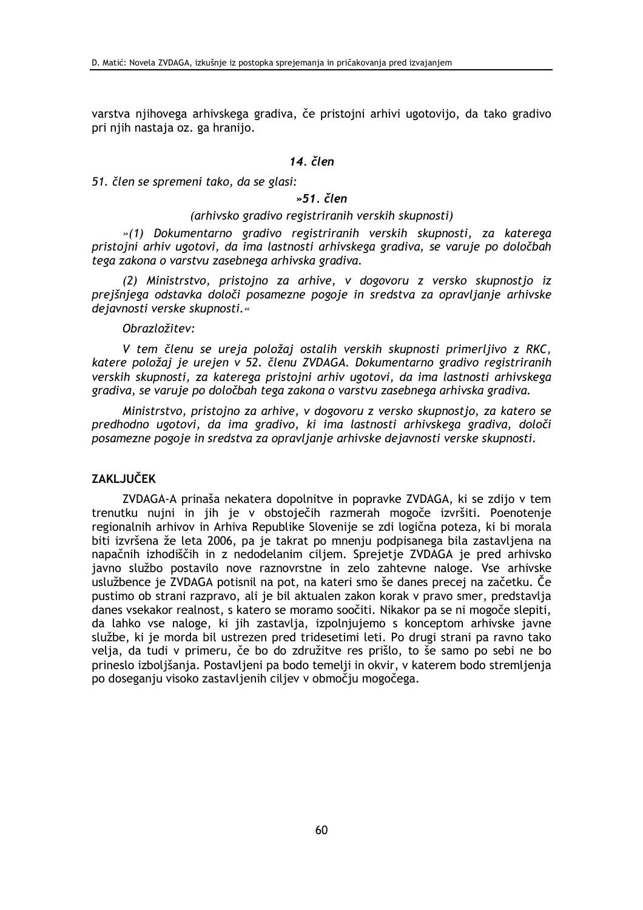varstva njihovega arhivskega gradiva, če pristojni arhivi ugotovijo, da tako gradivo pri njih nastaja oz. ga hranijo.

### *14. člen*

*51. člen se spremeni tako, da se glasi:*

*»51. člen*

*(arhivsko gradivo registriranih verskih skupnosti)*

*»(1) Dokumentarno gradivo registriranih verskih skupnosti, za katerega pristojni arhiv ugotovi, da ima lastnosti arhivskega gradiva, se varuje po določbah tega zakona o varstvu zasebnega arhivska gradiva.*

*(2) Ministrstvo, pristojno za arhive, v dogovoru z versko skupnostjo iz prejšnjega odstavka določi posamezne pogoje in sredstva za opravljanje arhivske dejavnosti verske skupnosti.«*

*Obrazložitev:*

*V tem členu se ureja položaj ostalih verskih skupnosti primerljivo z RKC, katere položaj je urejen v 52. členu ZVDAGA. Dokumentarno gradivo registriranih verskih skupnosti, za katerega pristojni arhiv ugotovi, da ima lastnosti arhivskega gradiva, se varuje po določbah tega zakona o varstvu zasebnega arhivska gradiva.*

*Ministrstvo, pristojno za arhive, v dogovoru z versko skupnostjo, za katero se predhodno ugotovi, da ima gradivo, ki ima lastnosti arhivskega gradiva, določi posamezne pogoje in sredstva za opravljanje arhivske dejavnosti verske skupnosti.*

## ZAKLJUČEK

ZVDAGA-A prinaša nekatera dopolnitve in popravke ZVDAGA, ki se zdijo v tem trenutku nujni in jih je v obstoječih razmerah mogoče izvršiti. Poenotenje regionalnih arhivov in Arhiva Republike Slovenije se zdi logična poteza, ki bi morala biti izvršena že leta 2006, pa je takrat po mnenju podpisanega bila zastavljena na napačnih izhodiščih in z nedodelanim ciljem. Sprejetje ZVDAGA je pred arhivsko javno službo postavilo nove raznovrstne in zelo zahtevne naloge. Vse arhivske uslužbence je ZVDAGA potisnil na pot, na kateri smo še danes precej na začetku. Če pustimo ob strani razpravo, ali je bil aktualen zakon korak v pravo smer, predstavlja danes vsekakor realnost, s katero se moramo soočiti. Nikakor pa se ni mogoče slepiti, da lahko vse naloge, ki jih zastavlja, izpolnjujemo s konceptom arhivske javne službe, ki je morda bil ustrezen pred tridesetimi leti. Po drugi strani pa ravno tako velja, da tudi v primeru, če bo do združitve res prišlo, to še samo po sebi ne bo prineslo izboljšanja. Postavljeni pa bodo temelji in okvir, v katerem bodo stremljenja po doseganju visoko zastavljenih ciljev v območju mogočega.